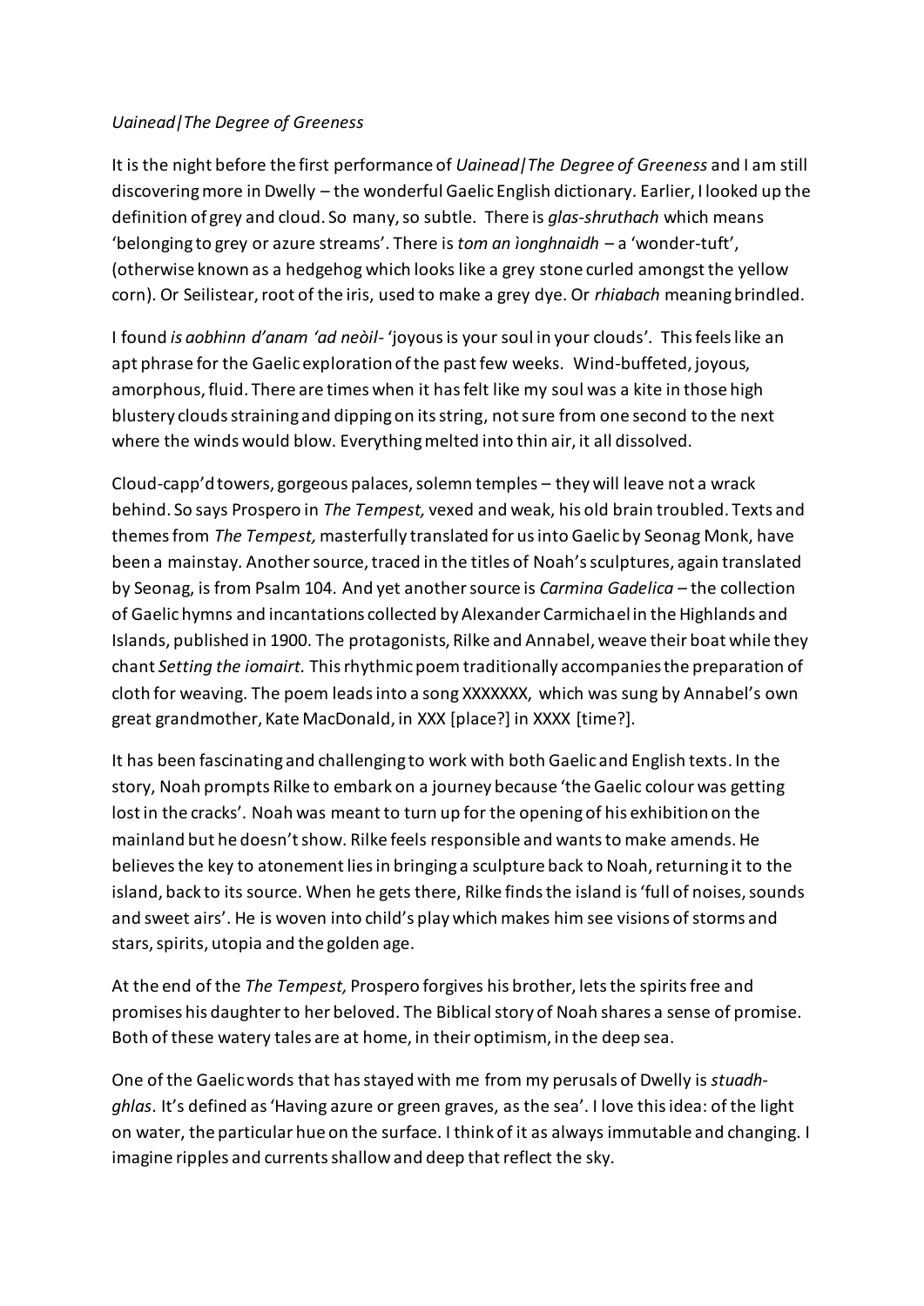*Uainead|The Degree of Greeness*

It is the night before the first performance of *Uainead|The Degree of Greeness* and I am still discovering more in Dwelly – the wonderful Gaelic English dictionary. Earlier, I looked up the definition of grey and cloud. So many, so subtle. There is *glas-shruthach* which means 'belonging to grey or azure streams'. There is *tom an ìonghnaidh* – a 'wonder-tuft', (otherwise known as a hedgehog which looks like a grey stone curled amongst the yellow corn). Or Seilistear, root of the iris, used to make a grey dye. Or *rhiabach* meaning brindled.

I found *is aobhinn d'anam 'ad neòil*- 'joyous is your soul in your clouds'. This feels like an apt phrase for the Gaelic exploration of the past few weeks. Wind-buffeted, joyous, amorphous, fluid. There are times when it has felt like my soul was a kite in those high blustery clouds straining and dipping on its string, not sure from one second to the next where the winds would blow. Everything melted into thin air, it all dissolved.

Cloud-capp'd towers, gorgeous palaces, solemn temples – they will leave not a wrack behind. So says Prospero in *The Tempest,* vexed and weak, his old brain troubled. Texts and themes from *The Tempest,* masterfully translated for us into Gaelic by Seonag Monk, have been a mainstay. Another source, traced in the titles of Noah's sculptures, again translated by Seonag, is from Psalm 104. And yet another source is *Carmina Gadelica* – the collection of Gaelic hymns and incantations collected by Alexander Carmichael in the Highlands and Islands, published in 1900. The protagonists, Rilke and Annabel, weave their boat while they chant *Setting the iomairt.* This rhythmic poem traditionally accompanies the preparation of cloth for weaving. The poem leads into a song XXXXXXX, which was sung by Annabel's own great grandmother, Kate MacDonald, in XXX [place?] in XXXX [time?].

It has been fascinating and challenging to work with both Gaelic and English texts. In the story, Noah prompts Rilke to embark on a journey because 'the Gaelic colour was getting lost in the cracks'. Noah was meant to turn up for the opening of his exhibition on the mainland but he doesn't show. Rilke feels responsible and wants to make amends. He believes the key to atonement lies in bringing a sculpture back to Noah, returning it to the island, back to its source. When he gets there, Rilke finds the island is 'full of noises, sounds and sweet airs'. He is woven into child's play which makes him see visions of storms and stars, spirits, utopia and the golden age.

At the end of the *The Tempest,* Prospero forgives his brother, lets the spirits free and promises his daughter to her beloved. The Biblical story of Noah shares a sense of promise. Both of these watery tales are at home, in their optimism, in the deep sea.

One of the Gaelic words that has stayed with me from my perusals of Dwelly is *stuadh-ghlas*. It's defined as 'Having azure or green graves, as the sea'. I love this idea: of the light on water, the particular hue on the surface. I think of it as always immutable and changing. I imagine ripples and currents shallow and deep that reflect the sky.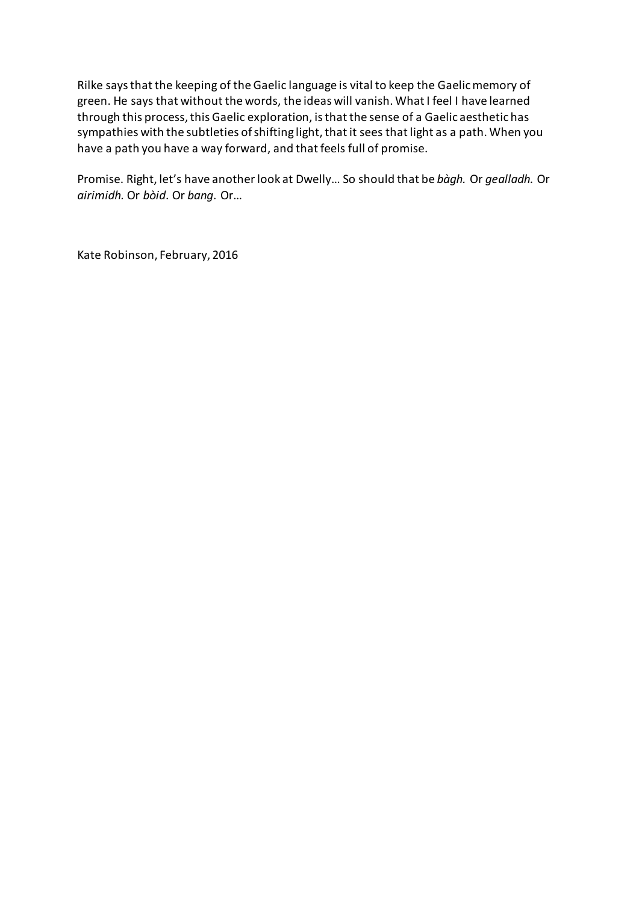Rilke says that the keeping of the Gaelic language is vital to keep the Gaelic memory of green. He says that without the words, the ideas will vanish. What I feel I have learned through this process, this Gaelic exploration, is that the sense of a Gaelic aesthetic has sympathies with the subtleties of shifting light, that it sees that light as a path. When you have a path you have a way forward, and that feels full of promise.

Promise. Right, let's have another look at Dwelly… So should that be *bàgh.* Or *gealladh.* Or *airimidh.* Or *bòid*. Or *bang*. Or…

Kate Robinson, February, 2016